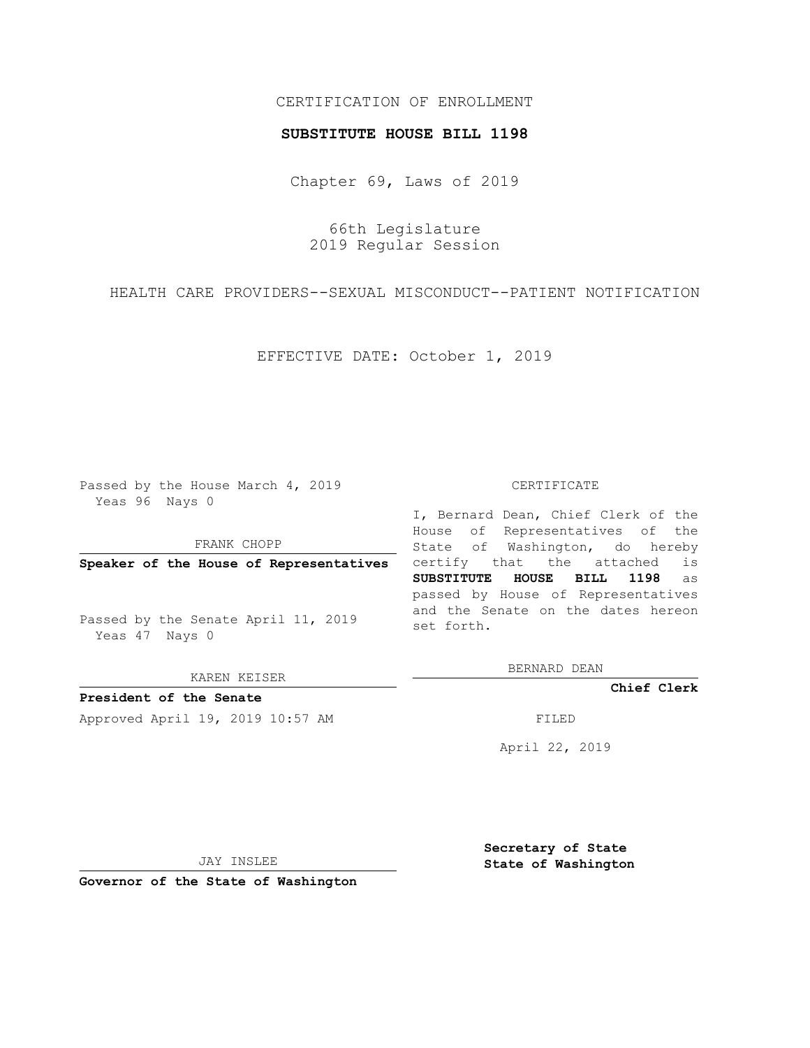CERTIFICATION OF ENROLLMENT

**SUBSTITUTE HOUSE BILL 1198**

Chapter 69, Laws of 2019

66th Legislature
2019 Regular Session

HEALTH CARE PROVIDERS--SEXUAL MISCONDUCT--PATIENT NOTIFICATION

EFFECTIVE DATE: October 1, 2019

Passed by the House March 4, 2019
Yeas 96 Nays 0

FRANK CHOPP

**Speaker of the House of Representatives**

Passed by the Senate April 11, 2019
Yeas 47 Nays 0

KAREN KEISER

**President of the Senate**

Approved April 19, 2019 10:57 AM

JAY INSLEE

**Governor of the State of Washington**

CERTIFICATE

I, Bernard Dean, Chief Clerk of the House of Representatives of the State of Washington, do hereby certify that the attached is **SUBSTITUTE HOUSE BILL 1198** as passed by House of Representatives and the Senate on the dates hereon set forth.

BERNARD DEAN

**Chief Clerk**

FILED

April 22, 2019

**Secretary of State**
**State of Washington**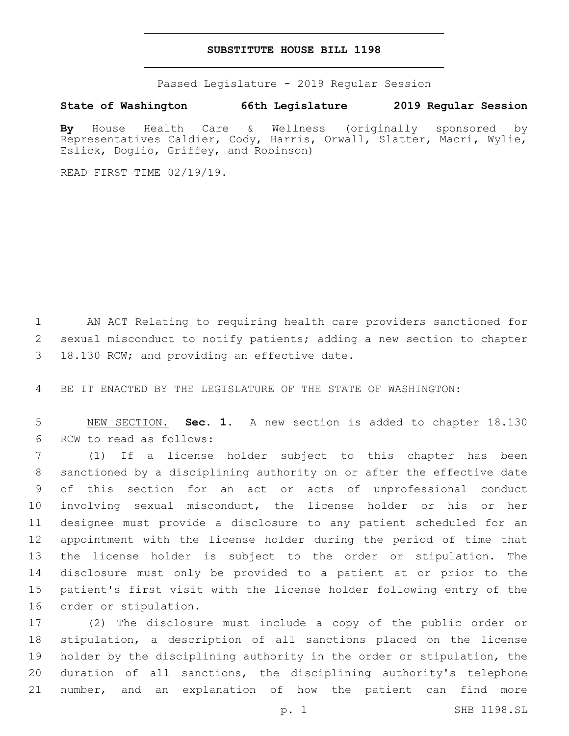# SUBSTITUTE HOUSE BILL 1198

Passed Legislature - 2019 Regular Session

**State of Washington 66th Legislature 2019 Regular Session**

**By** House Health Care & Wellness (originally sponsored by Representatives Caldier, Cody, Harris, Orwall, Slatter, Macri, Wylie, Eslick, Doglio, Griffey, and Robinson)

READ FIRST TIME 02/19/19.

AN ACT Relating to requiring health care providers sanctioned for sexual misconduct to notify patients; adding a new section to chapter 18.130 RCW; and providing an effective date.

BE IT ENACTED BY THE LEGISLATURE OF THE STATE OF WASHINGTON:

NEW SECTION. **Sec. 1.** A new section is added to chapter 18.130 RCW to read as follows:

(1) If a license holder subject to this chapter has been sanctioned by a disciplining authority on or after the effective date of this section for an act or acts of unprofessional conduct involving sexual misconduct, the license holder or his or her designee must provide a disclosure to any patient scheduled for an appointment with the license holder during the period of time that the license holder is subject to the order or stipulation. The disclosure must only be provided to a patient at or prior to the patient's first visit with the license holder following entry of the order or stipulation.

(2) The disclosure must include a copy of the public order or stipulation, a description of all sanctions placed on the license holder by the disciplining authority in the order or stipulation, the duration of all sanctions, the disciplining authority's telephone number, and an explanation of how the patient can find more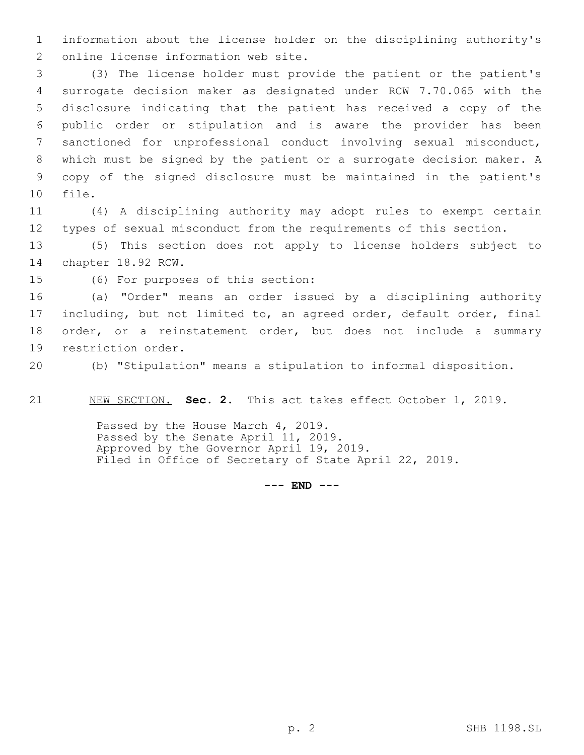information about the license holder on the disciplining authority's online license information web site.

(3) The license holder must provide the patient or the patient's surrogate decision maker as designated under RCW 7.70.065 with the disclosure indicating that the patient has received a copy of the public order or stipulation and is aware the provider has been sanctioned for unprofessional conduct involving sexual misconduct, which must be signed by the patient or a surrogate decision maker. A copy of the signed disclosure must be maintained in the patient's file.

(4) A disciplining authority may adopt rules to exempt certain types of sexual misconduct from the requirements of this section.

(5) This section does not apply to license holders subject to chapter 18.92 RCW.

(6) For purposes of this section:

(a) "Order" means an order issued by a disciplining authority including, but not limited to, an agreed order, default order, final order, or a reinstatement order, but does not include a summary restriction order.

(b) "Stipulation" means a stipulation to informal disposition.

NEW SECTION. **Sec. 2.** This act takes effect October 1, 2019.

Passed by the House March 4, 2019.
Passed by the Senate April 11, 2019.
Approved by the Governor April 19, 2019.
Filed in Office of Secretary of State April 22, 2019.

**--- END ---**